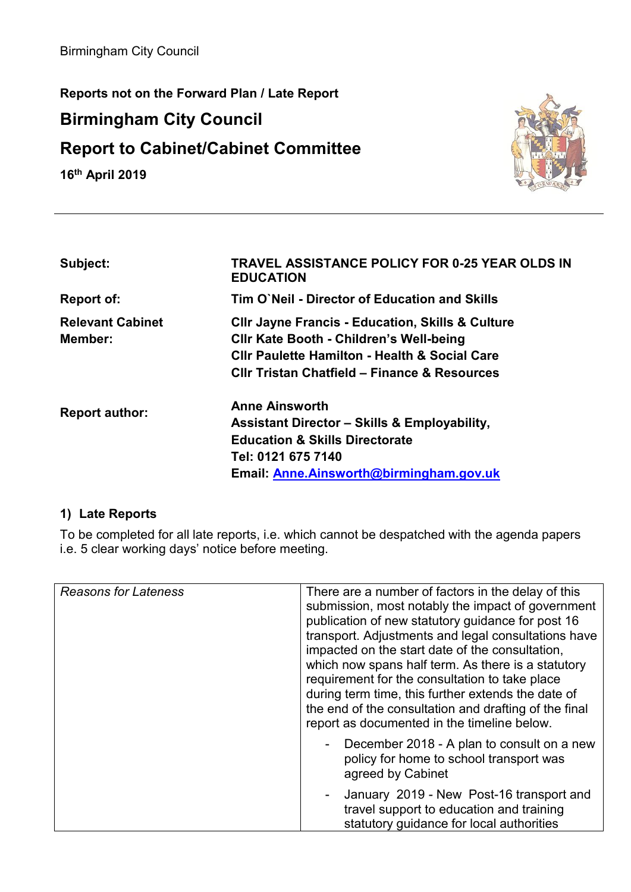Birmingham City Council

**Reports not on the Forward Plan / Late Report**

# Birmingham City Council

# Report to Cabinet/Cabinet Committee

**16th April 2019**

| | |
|---|---|
| **Subject:** | **TRAVEL ASSISTANCE POLICY FOR 0-25 YEAR OLDS IN EDUCATION** |
| **Report of:** | **Tim O`Neil - Director of Education and Skills** |
| **Relevant Cabinet Member:** | **Cllr Jayne Francis - Education, Skills & Culture**<br>**Cllr Kate Booth - Children's Well-being**<br>**Cllr Paulette Hamilton - Health & Social Care**<br>**Cllr Tristan Chatfield – Finance & Resources** |
| **Report author:** | **Anne Ainsworth**<br>**Assistant Director – Skills & Employability, Education & Skills Directorate**<br>**Tel: 0121 675 7140**<br>**Email: Anne.Ainsworth@birmingham.gov.uk** |

## 1) Late Reports

To be completed for all late reports, i.e. which cannot be despatched with the agenda papers i.e. 5 clear working days' notice before meeting.

| | |
|---|---|
| *Reasons for Lateness* | There are a number of factors in the delay of this submission, most notably the impact of government publication of new statutory guidance for post 16 transport. Adjustments and legal consultations have impacted on the start date of the consultation, which now spans half term. As there is a statutory requirement for the consultation to take place during term time, this further extends the date of the end of the consultation and drafting of the final report as documented in the timeline below.<br>- December 2018 - A plan to consult on a new policy for home to school transport was agreed by Cabinet<br>- January 2019 - New Post-16 transport and travel support to education and training statutory guidance for local authorities |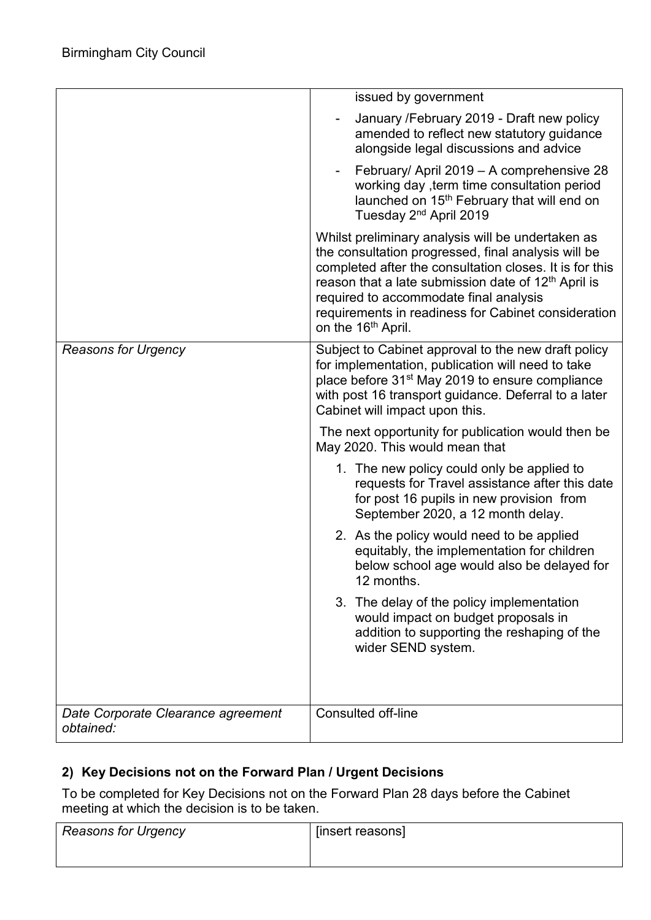| | |
|---|---|
| | issued by government<br>- January /February 2019 - Draft new policy amended to reflect new statutory guidance alongside legal discussions and advice<br>- February/ April 2019 – A comprehensive 28 working day ,term time consultation period launched on 15th February that will end on Tuesday 2nd April 2019<br><br>Whilst preliminary analysis will be undertaken as the consultation progressed, final analysis will be completed after the consultation closes. It is for this reason that a late submission date of 12th April is required to accommodate final analysis requirements in readiness for Cabinet consideration on the 16th April. |
| *Reasons for Urgency* | Subject to Cabinet approval to the new draft policy for implementation, publication will need to take place before 31st May 2019 to ensure compliance with post 16 transport guidance. Deferral to a later Cabinet will impact upon this.<br><br>The next opportunity for publication would then be May 2020. This would mean that<br>1. The new policy could only be applied to requests for Travel assistance after this date for post 16 pupils in new provision from September 2020, a 12 month delay.<br>2. As the policy would need to be applied equitably, the implementation for children below school age would also be delayed for 12 months.<br>3. The delay of the policy implementation would impact on budget proposals in addition to supporting the reshaping of the wider SEND system. |
| *Date Corporate Clearance agreement obtained:* | Consulted off-line |

## 2) Key Decisions not on the Forward Plan / Urgent Decisions

To be completed for Key Decisions not on the Forward Plan 28 days before the Cabinet meeting at which the decision is to be taken.

| | |
|---|---|
| *Reasons for Urgency* | [insert reasons] |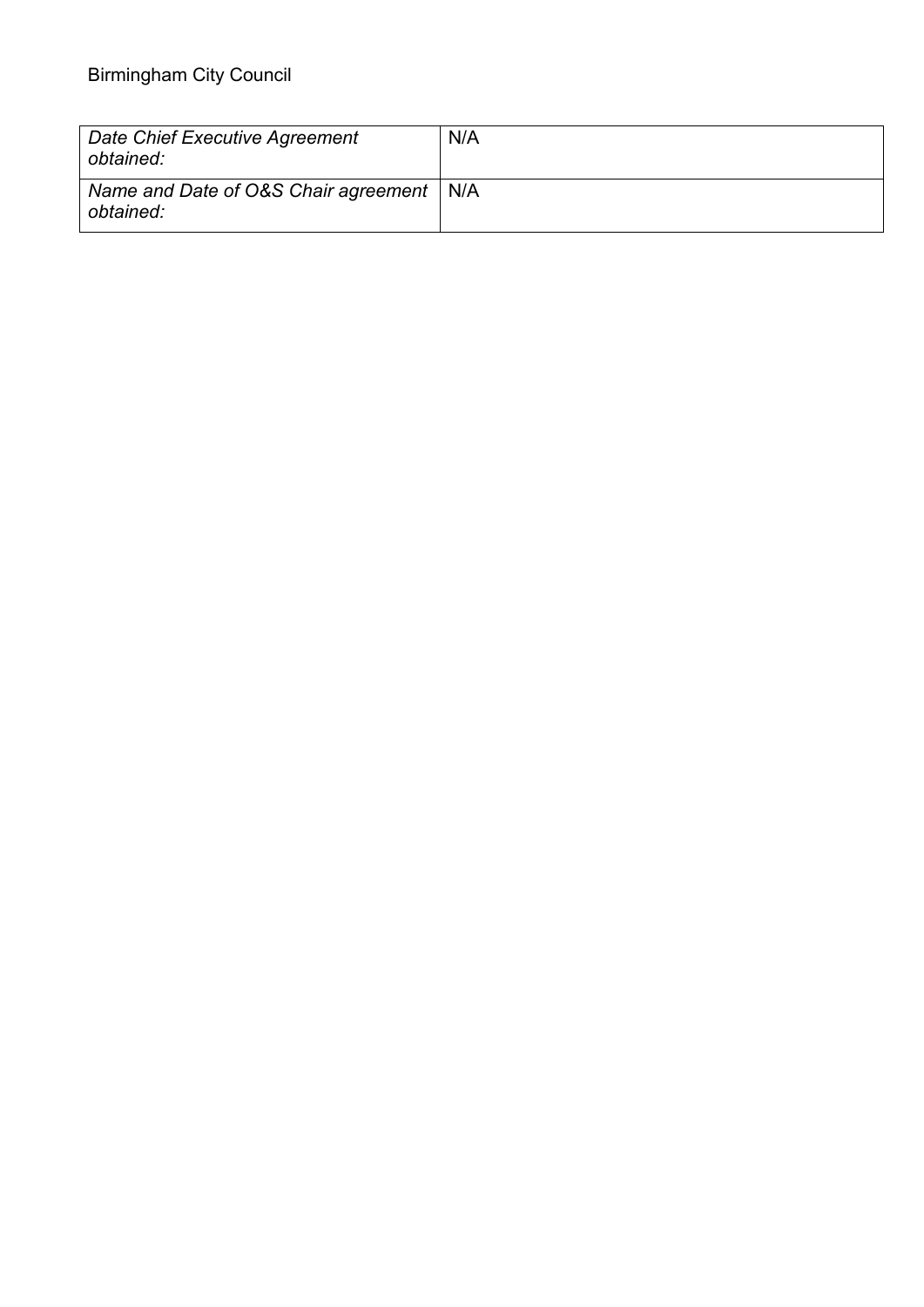| | |
|---|---|
| *Date Chief Executive Agreement obtained:* | N/A |
| *Name and Date of O&S Chair agreement obtained:* | N/A |